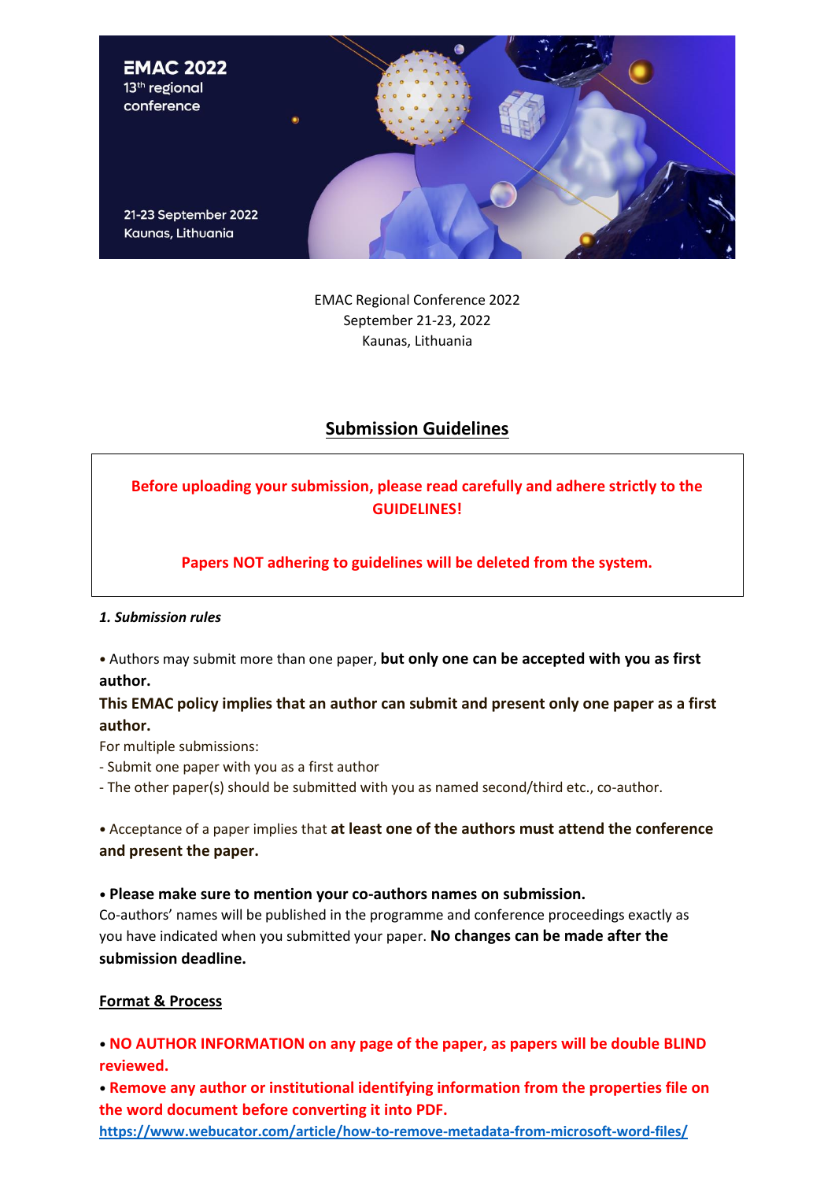EMAC 2022
13th regional conference

21-23 September 2022
Kaunas, Lithuania

EMAC Regional Conference 2022
September 21-23, 2022
Kaunas, Lithuania

## Submission Guidelines

**Before uploading your submission, please read carefully and adhere strictly to the GUIDELINES!**

**Papers NOT adhering to guidelines will be deleted from the system.**

### *1. Submission rules*

• Authors may submit more than one paper, **but only one can be accepted with you as first author.**

**This EMAC policy implies that an author can submit and present only one paper as a first author.**

For multiple submissions:

- Submit one paper with you as a first author
- The other paper(s) should be submitted with you as named second/third etc., co-author.

• Acceptance of a paper implies that **at least one of the authors must attend the conference and present the paper.**

**• Please make sure to mention your co-authors names on submission.**

Co-authors' names will be published in the programme and conference proceedings exactly as you have indicated when you submitted your paper. **No changes can be made after the submission deadline.**

### Format & Process

• **NO AUTHOR INFORMATION on any page of the paper, as papers will be double BLIND reviewed.**

• **Remove any author or institutional identifying information from the properties file on the word document before converting it into PDF.**

https://www.webucator.com/article/how-to-remove-metadata-from-microsoft-word-files/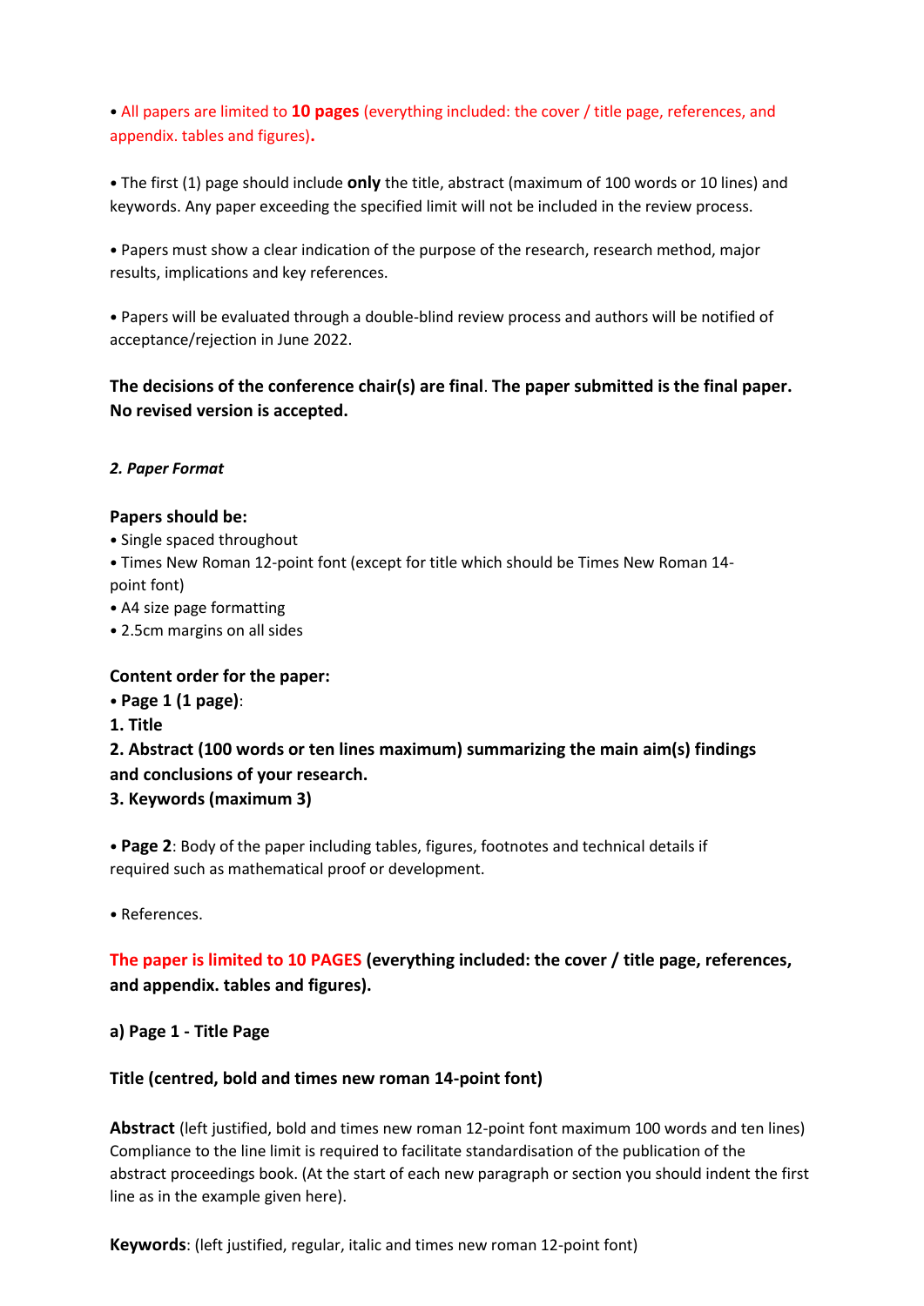• All papers are limited to **10 pages** (everything included: the cover / title page, references, and appendix. tables and figures)**.**

• The first (1) page should include **only** the title, abstract (maximum of 100 words or 10 lines) and keywords. Any paper exceeding the specified limit will not be included in the review process.

• Papers must show a clear indication of the purpose of the research, research method, major results, implications and key references.

• Papers will be evaluated through a double-blind review process and authors will be notified of acceptance/rejection in June 2022.

**The decisions of the conference chair(s) are final**. **The paper submitted is the final paper. No revised version is accepted.**

***2. Paper Format***

**Papers should be:**

- Single spaced throughout
- Times New Roman 12-point font (except for title which should be Times New Roman 14-point font)
- A4 size page formatting
- 2.5cm margins on all sides

**Content order for the paper:**

- **Page 1 (1 page)**:

**1. Title**

**2. Abstract (100 words or ten lines maximum) summarizing the main aim(s) findings and conclusions of your research.**

**3. Keywords (maximum 3)**

- **Page 2**: Body of the paper including tables, figures, footnotes and technical details if required such as mathematical proof or development.

- References.

**The paper is limited to 10 PAGES (everything included: the cover / title page, references, and appendix. tables and figures).**

**a) Page 1 - Title Page**

**Title (centred, bold and times new roman 14-point font)**

**Abstract** (left justified, bold and times new roman 12-point font maximum 100 words and ten lines) Compliance to the line limit is required to facilitate standardisation of the publication of the abstract proceedings book. (At the start of each new paragraph or section you should indent the first line as in the example given here).

**Keywords**: (left justified, regular, italic and times new roman 12-point font)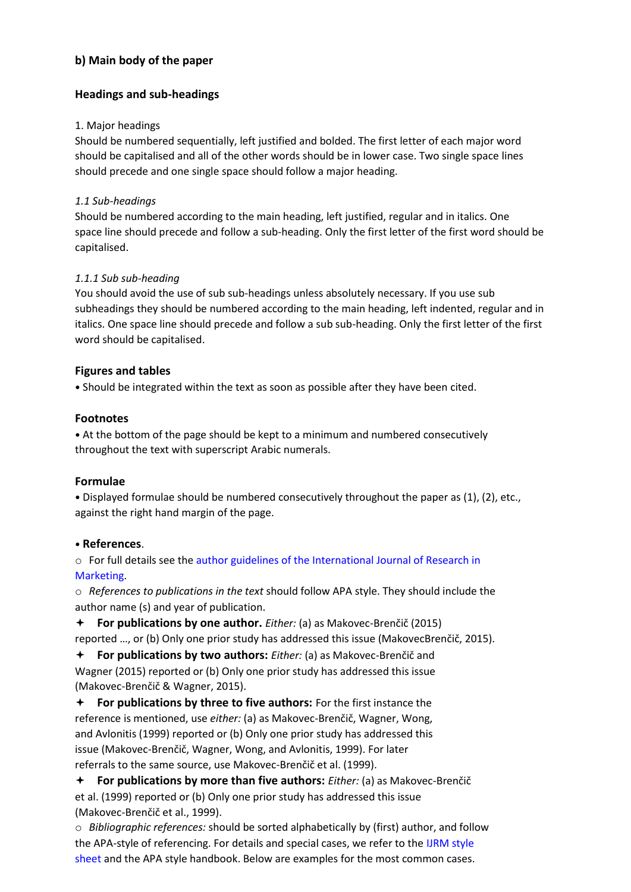## b) Main body of the paper

### Headings and sub-headings

1. Major headings
Should be numbered sequentially, left justified and bolded. The first letter of each major word should be capitalised and all of the other words should be in lower case. Two single space lines should precede and one single space should follow a major heading.

*1.1 Sub-headings*
Should be numbered according to the main heading, left justified, regular and in italics. One space line should precede and follow a sub-heading. Only the first letter of the first word should be capitalised.

*1.1.1 Sub sub-heading*
You should avoid the use of sub sub-headings unless absolutely necessary. If you use sub subheadings they should be numbered according to the main heading, left indented, regular and in italics. One space line should precede and follow a sub sub-heading. Only the first letter of the first word should be capitalised.

### Figures and tables

• Should be integrated within the text as soon as possible after they have been cited.

### Footnotes

• At the bottom of the page should be kept to a minimum and numbered consecutively throughout the text with superscript Arabic numerals.

### Formulae

• Displayed formulae should be numbered consecutively throughout the paper as (1), (2), etc., against the right hand margin of the page.

### • References.

○ For full details see the author guidelines of the International Journal of Research in Marketing.

○ *References to publications in the text* should follow APA style. They should include the author name (s) and year of publication.

✦ **For publications by one author.** *Either:* (a) as Makovec-Brenčič (2015) reported …, or (b) Only one prior study has addressed this issue (MakovecBrenčič, 2015).

✦ **For publications by two authors:** *Either:* (a) as Makovec-Brenčič and Wagner (2015) reported or (b) Only one prior study has addressed this issue (Makovec-Brenčič & Wagner, 2015).

✦ **For publications by three to five authors:** For the first instance the reference is mentioned, use *either:* (a) as Makovec-Brenčič, Wagner, Wong, and Avlonitis (1999) reported or (b) Only one prior study has addressed this issue (Makovec-Brenčič, Wagner, Wong, and Avlonitis, 1999). For later referrals to the same source, use Makovec-Brenčič et al. (1999).

✦ **For publications by more than five authors:** *Either:* (a) as Makovec-Brenčič et al. (1999) reported or (b) Only one prior study has addressed this issue (Makovec-Brenčič et al., 1999).

○ *Bibliographic references:* should be sorted alphabetically by (first) author, and follow the APA-style of referencing. For details and special cases, we refer to the IJRM style sheet and the APA style handbook. Below are examples for the most common cases.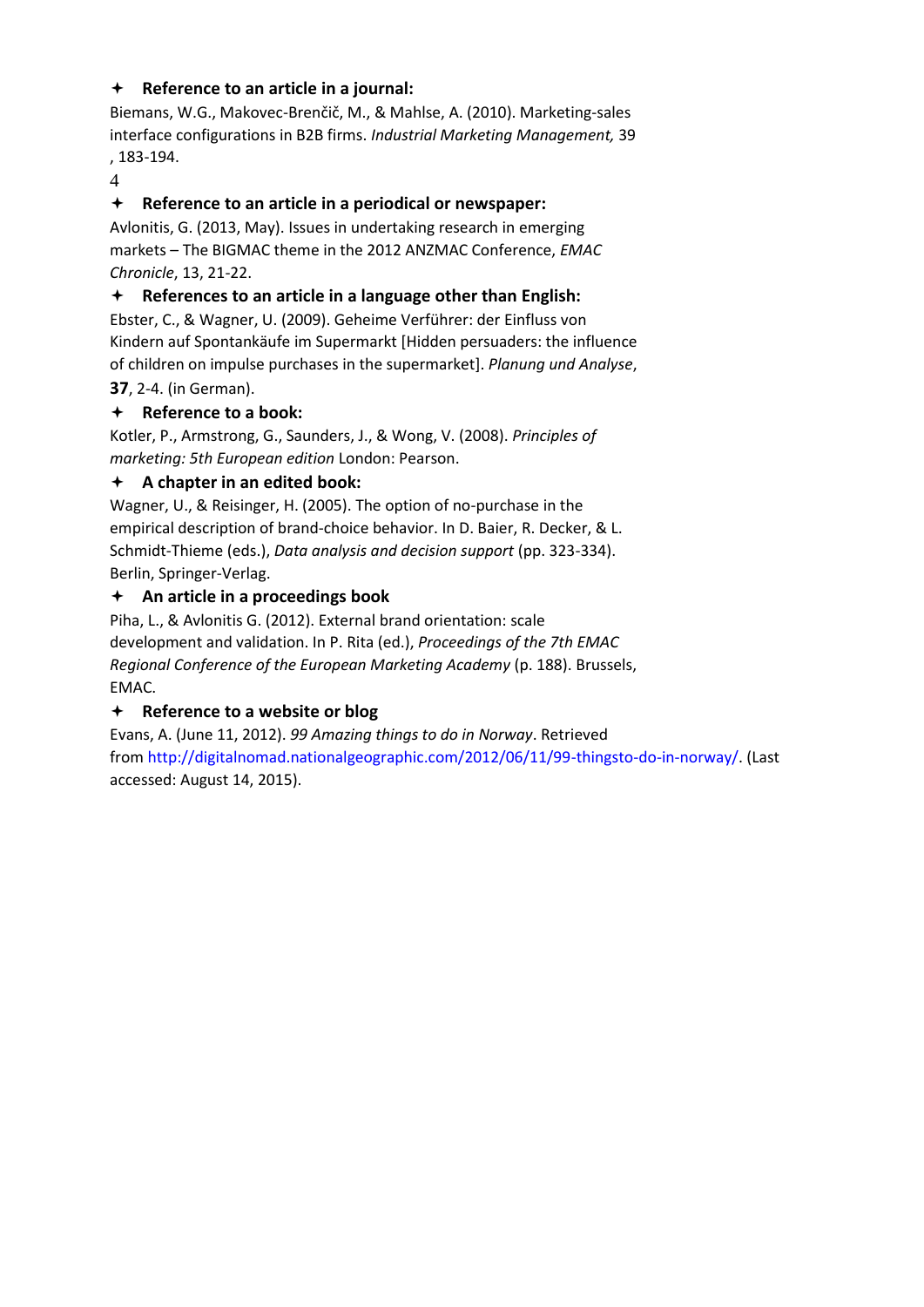- **Reference to an article in a journal:**

Biemans, W.G., Makovec-Brenčič, M., & Mahlse, A. (2010). Marketing-sales interface configurations in B2B firms. *Industrial Marketing Management,* 39 , 183-194.

4

- **Reference to an article in a periodical or newspaper:**

Avlonitis, G. (2013, May). Issues in undertaking research in emerging markets – The BIGMAC theme in the 2012 ANZMAC Conference, *EMAC Chronicle*, 13, 21-22.

- **References to an article in a language other than English:**

Ebster, C., & Wagner, U. (2009). Geheime Verführer: der Einfluss von Kindern auf Spontankäufe im Supermarkt [Hidden persuaders: the influence of children on impulse purchases in the supermarket]. *Planung und Analyse*, **37**, 2-4. (in German).

- **Reference to a book:**

Kotler, P., Armstrong, G., Saunders, J., & Wong, V. (2008). *Principles of marketing: 5th European edition* London: Pearson.

- **A chapter in an edited book:**

Wagner, U., & Reisinger, H. (2005). The option of no-purchase in the empirical description of brand-choice behavior. In D. Baier, R. Decker, & L. Schmidt-Thieme (eds.), *Data analysis and decision support* (pp. 323-334). Berlin, Springer-Verlag.

- **An article in a proceedings book**

Piha, L., & Avlonitis G. (2012). External brand orientation: scale development and validation. In P. Rita (ed.), *Proceedings of the 7th EMAC Regional Conference of the European Marketing Academy* (p. 188). Brussels, EMAC.

- **Reference to a website or blog**

Evans, A. (June 11, 2012). *99 Amazing things to do in Norway*. Retrieved from http://digitalnomad.nationalgeographic.com/2012/06/11/99-thingsto-do-in-norway/. (Last accessed: August 14, 2015).